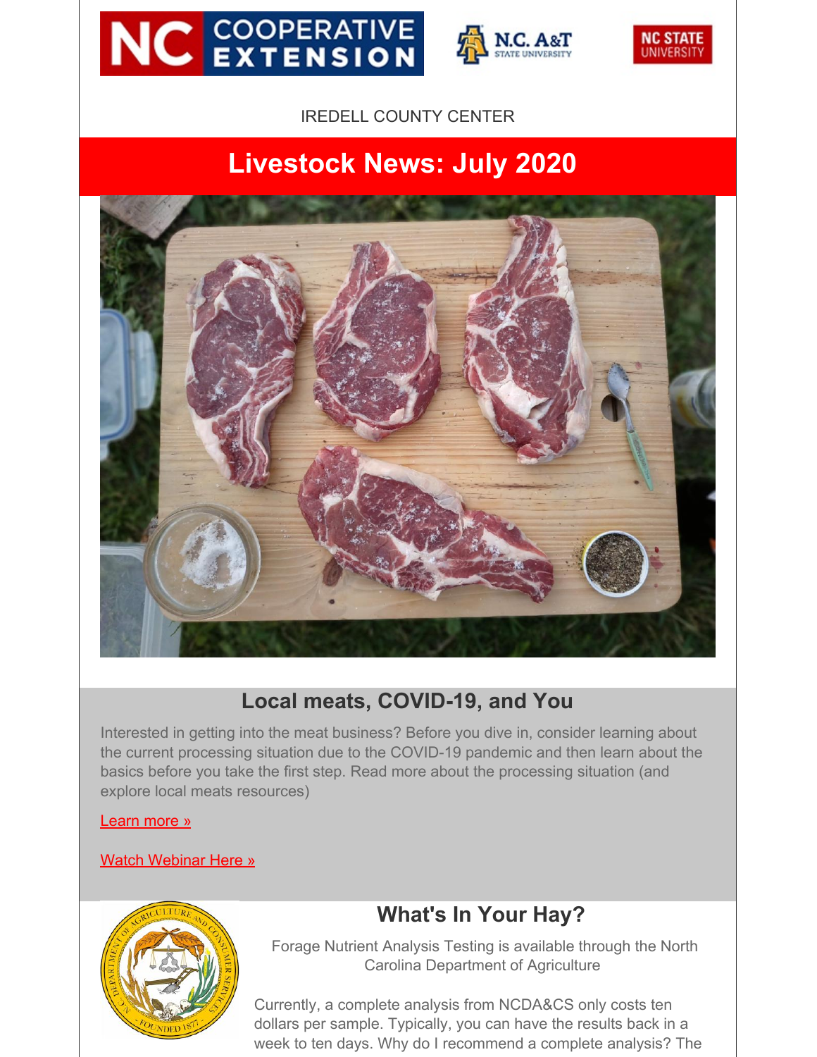IREDELL COUNTY CENTER

# Livestock News: July 2020

## Local meats, COVID-19, and You

Interested in getting into the meat business? Before you dive in, consider learning about the current processing situation due to the COVID-19 pandemic and then learn about the basics before you take the first step. Read more about the processing situation (and explore local meats resources)

Learn more »

Watch Webinar Here »

## What's In Your Hay?

Forage Nutrient Analysis Testing is available through the North Carolina Department of Agriculture

Currently, a complete analysis from NCDA&CS only costs ten dollars per sample. Typically, you can have the results back in a week to ten days. Why do I recommend a complete analysis? The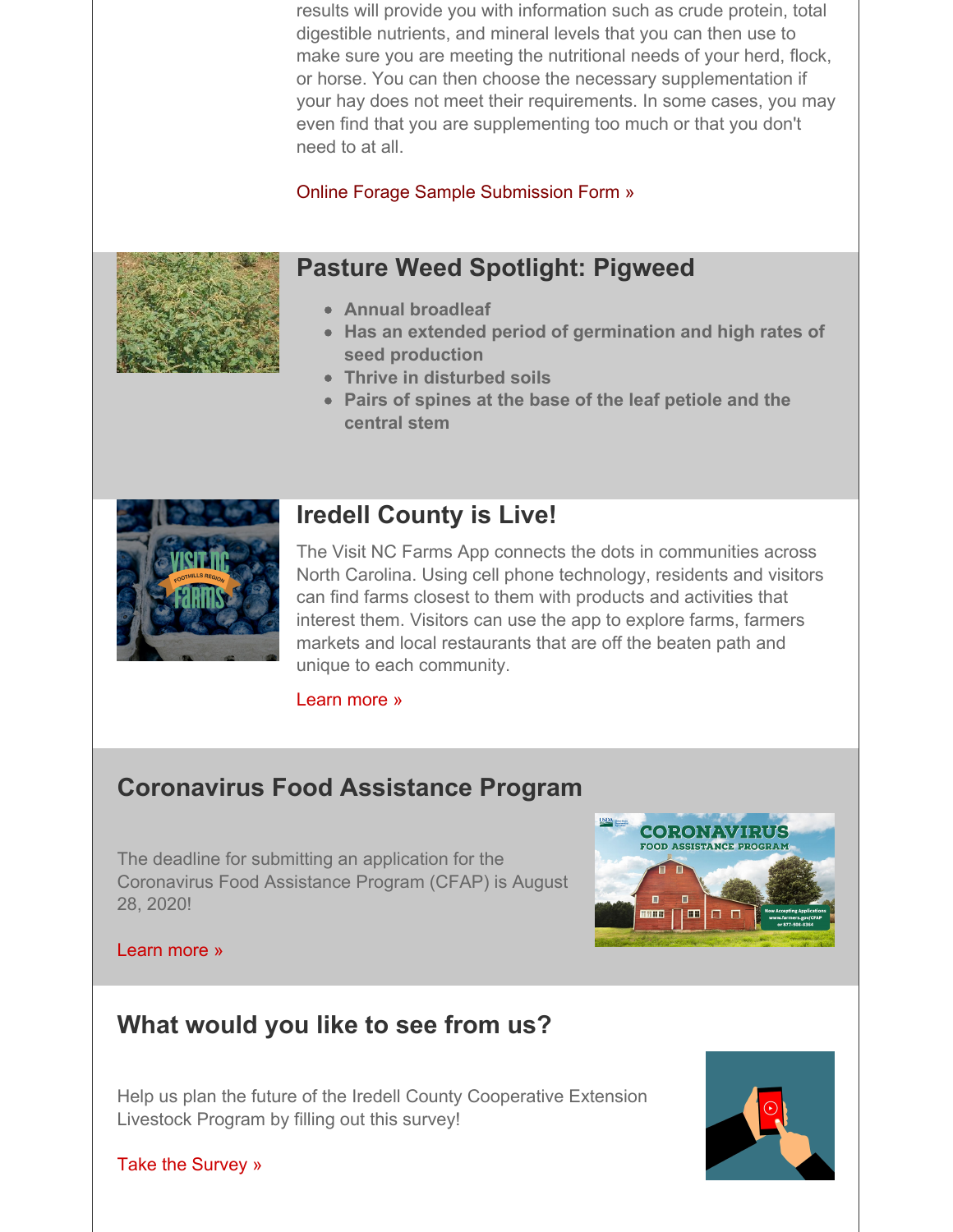results will provide you with information such as crude protein, total digestible nutrients, and mineral levels that you can then use to make sure you are meeting the nutritional needs of your herd, flock, or horse. You can then choose the necessary supplementation if your hay does not meet their requirements. In some cases, you may even find that you are supplementing too much or that you don't need to at all.

Online Forage Sample Submission Form »

## Pasture Weed Spotlight: Pigweed

- **Annual broadleaf**
- **Has an extended period of germination and high rates of seed production**
- **Thrive in disturbed soils**
- **Pairs of spines at the base of the leaf petiole and the central stem**

## Iredell County is Live!

The Visit NC Farms App connects the dots in communities across North Carolina. Using cell phone technology, residents and visitors can find farms closest to them with products and activities that interest them. Visitors can use the app to explore farms, farmers markets and local restaurants that are off the beaten path and unique to each community.

Learn more »

## Coronavirus Food Assistance Program

The deadline for submitting an application for the Coronavirus Food Assistance Program (CFAP) is August 28, 2020!

Learn more »

## What would you like to see from us?

Help us plan the future of the Iredell County Cooperative Extension Livestock Program by filling out this survey!

Take the Survey »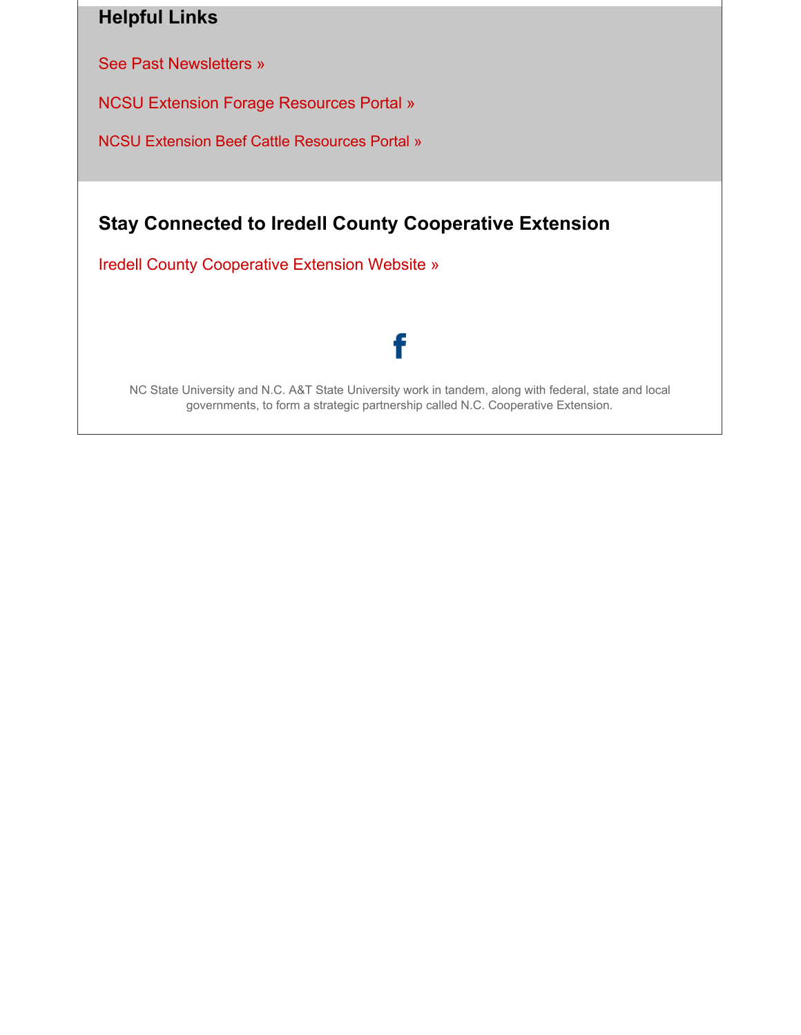## Helpful Links

See Past Newsletters »

NCSU Extension Forage Resources Portal »

NCSU Extension Beef Cattle Resources Portal »

## Stay Connected to Iredell County Cooperative Extension

Iredell County Cooperative Extension Website »

NC State University and N.C. A&T State University work in tandem, along with federal, state and local governments, to form a strategic partnership called N.C. Cooperative Extension.